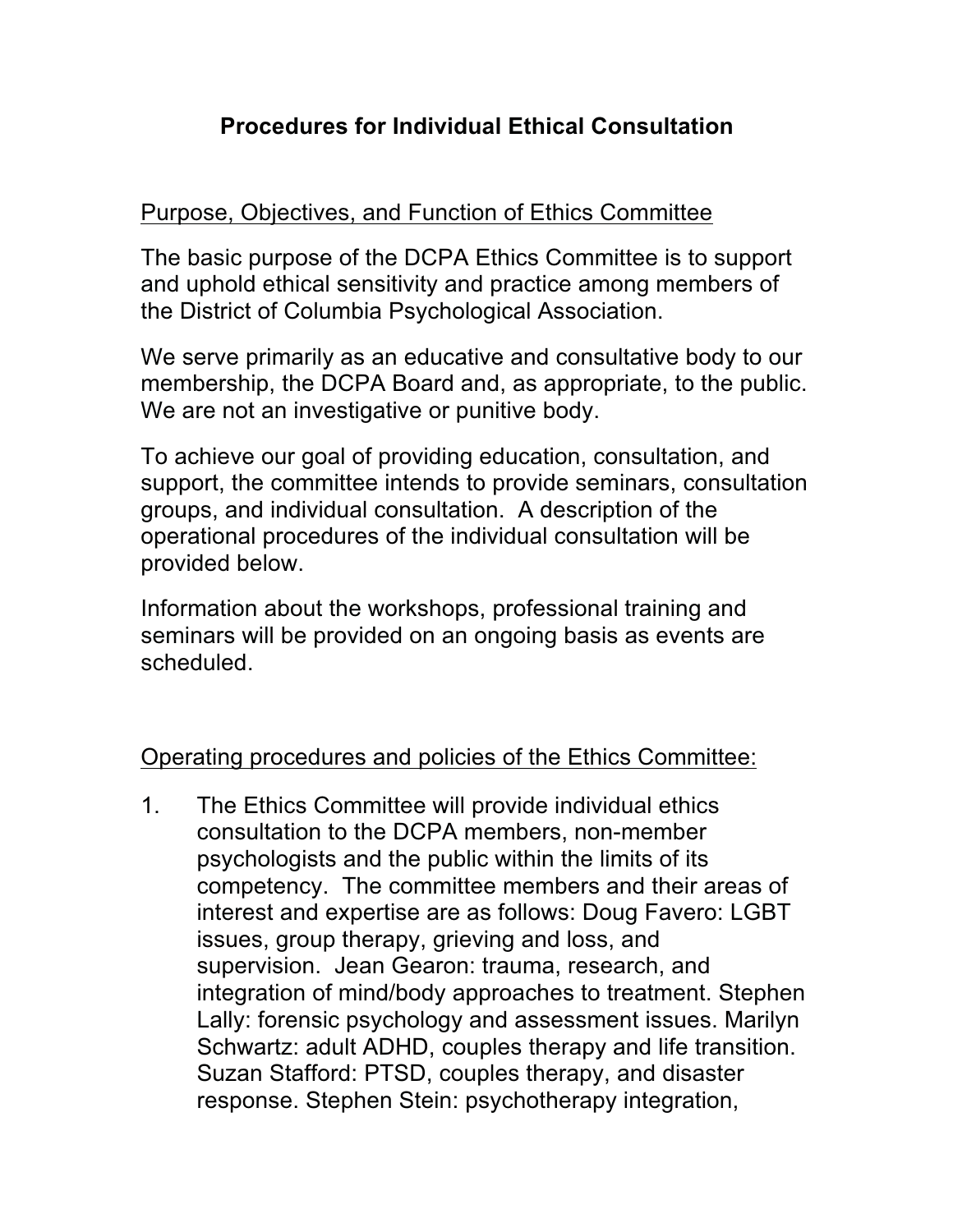# Procedures for Individual Ethical Consultation

Purpose, Objectives, and Function of Ethics Committee

The basic purpose of the DCPA Ethics Committee is to support and uphold ethical sensitivity and practice among members of the District of Columbia Psychological Association.

We serve primarily as an educative and consultative body to our membership, the DCPA Board and, as appropriate, to the public. We are not an investigative or punitive body.

To achieve our goal of providing education, consultation, and support, the committee intends to provide seminars, consultation groups, and individual consultation. A description of the operational procedures of the individual consultation will be provided below.

Information about the workshops, professional training and seminars will be provided on an ongoing basis as events are scheduled.

Operating procedures and policies of the Ethics Committee:

1. The Ethics Committee will provide individual ethics consultation to the DCPA members, non-member psychologists and the public within the limits of its competency. The committee members and their areas of interest and expertise are as follows: Doug Favero: LGBT issues, group therapy, grieving and loss, and supervision. Jean Gearon: trauma, research, and integration of mind/body approaches to treatment. Stephen Lally: forensic psychology and assessment issues. Marilyn Schwartz: adult ADHD, couples therapy and life transition. Suzan Stafford: PTSD, couples therapy, and disaster response. Stephen Stein: psychotherapy integration,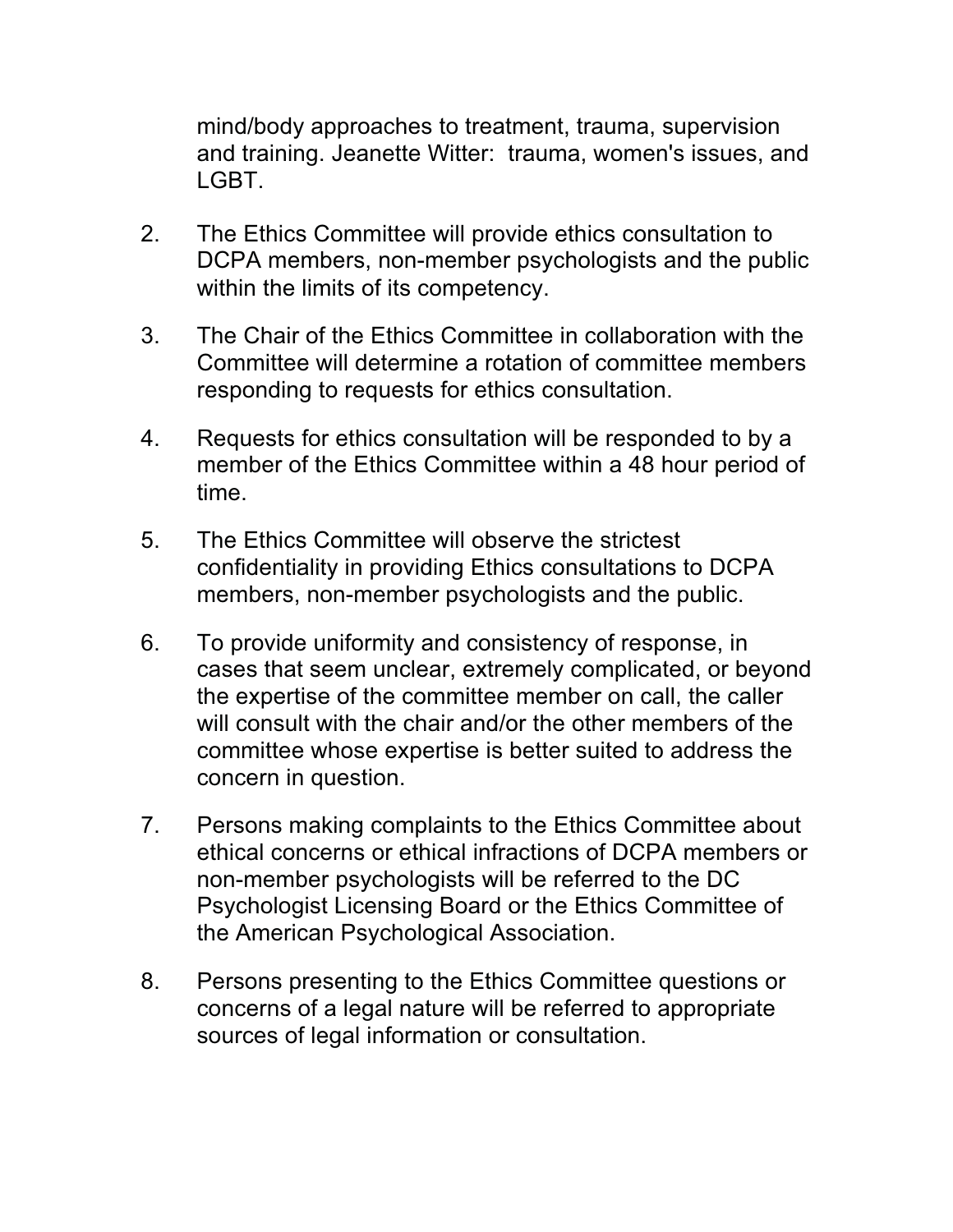mind/body approaches to treatment, trauma, supervision and training. Jeanette Witter: trauma, women's issues, and LGBT.

2. The Ethics Committee will provide ethics consultation to DCPA members, non-member psychologists and the public within the limits of its competency.

3. The Chair of the Ethics Committee in collaboration with the Committee will determine a rotation of committee members responding to requests for ethics consultation.

4. Requests for ethics consultation will be responded to by a member of the Ethics Committee within a 48 hour period of time.

5. The Ethics Committee will observe the strictest confidentiality in providing Ethics consultations to DCPA members, non-member psychologists and the public.

6. To provide uniformity and consistency of response, in cases that seem unclear, extremely complicated, or beyond the expertise of the committee member on call, the caller will consult with the chair and/or the other members of the committee whose expertise is better suited to address the concern in question.

7. Persons making complaints to the Ethics Committee about ethical concerns or ethical infractions of DCPA members or non-member psychologists will be referred to the DC Psychologist Licensing Board or the Ethics Committee of the American Psychological Association.

8. Persons presenting to the Ethics Committee questions or concerns of a legal nature will be referred to appropriate sources of legal information or consultation.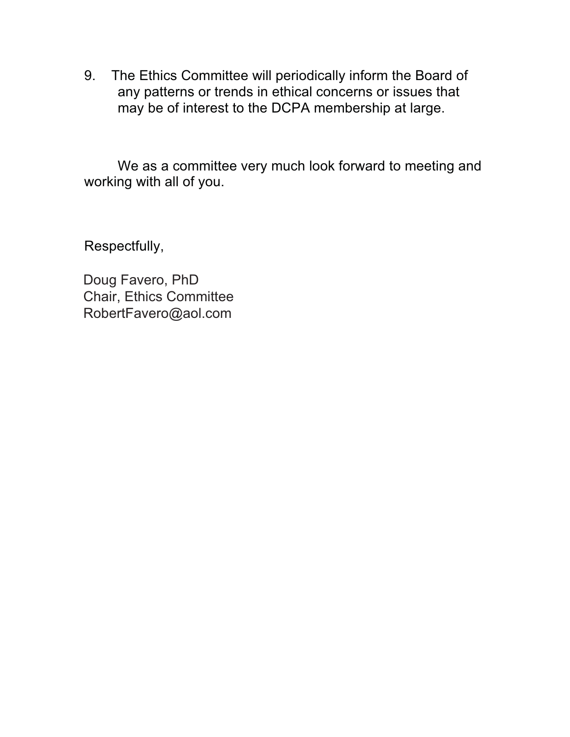9. The Ethics Committee will periodically inform the Board of any patterns or trends in ethical concerns or issues that may be of interest to the DCPA membership at large.

We as a committee very much look forward to meeting and working with all of you.

Respectfully,

Doug Favero, PhD
Chair, Ethics Committee
RobertFavero@aol.com